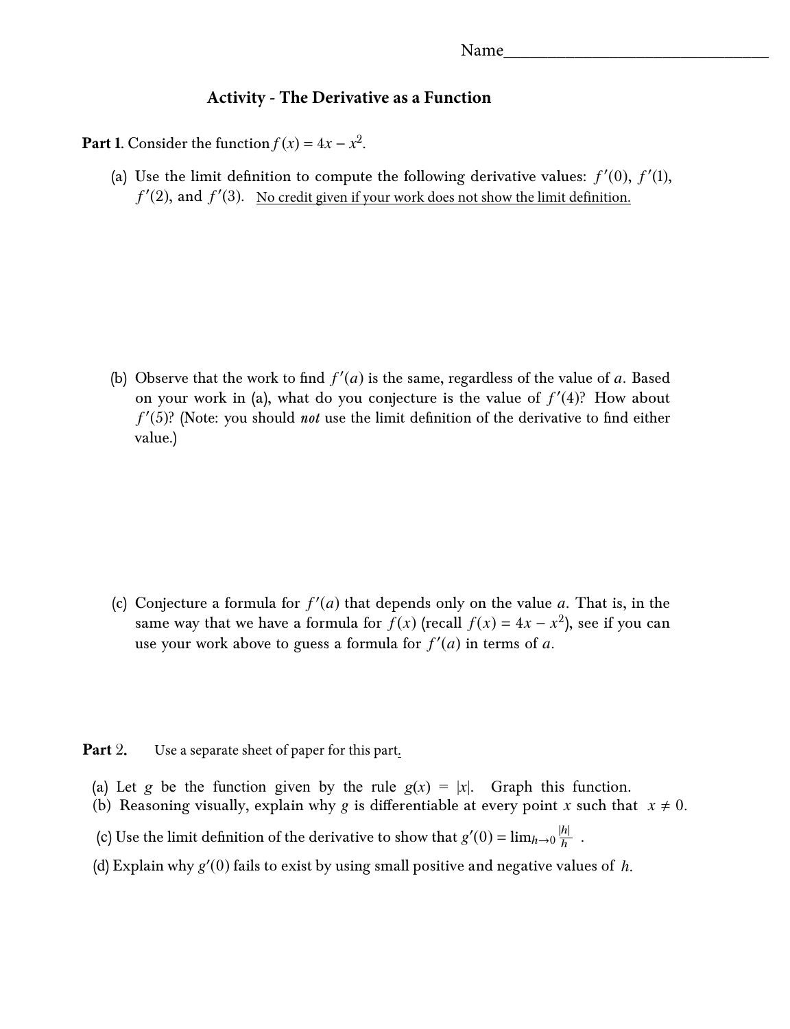Name________________________________

# Activity - The Derivative as a Function

**Part 1**. Consider the function $f(x) = 4x - x^2$.

(a) Use the limit definition to compute the following derivative values: $f'(0)$, $f'(1)$, $f'(2)$, and $f'(3)$. <u>No credit given if your work does not show the limit definition.</u>

(b) Observe that the work to find $f'(a)$ is the same, regardless of the value of $a$. Based on your work in (a), what do you conjecture is the value of $f'(4)$? How about $f'(5)$? (Note: you should *not* use the limit definition of the derivative to find either value.)

(c) Conjecture a formula for $f'(a)$ that depends only on the value $a$. That is, in the same way that we have a formula for $f(x)$ (recall $f(x) = 4x - x^2$), see if you can use your work above to guess a formula for $f'(a)$ in terms of $a$.

**Part 2.** Use a separate sheet of paper for this part.

(a) Let $g$ be the function given by the rule $g(x) = |x|$. Graph this function.

(b) Reasoning visually, explain why $g$ is differentiable at every point $x$ such that $x \neq 0$.

(c) Use the limit definition of the derivative to show that $g'(0) = \lim_{h \to 0} \frac{|h|}{h}$.

(d) Explain why $g'(0)$ fails to exist by using small positive and negative values of $h$.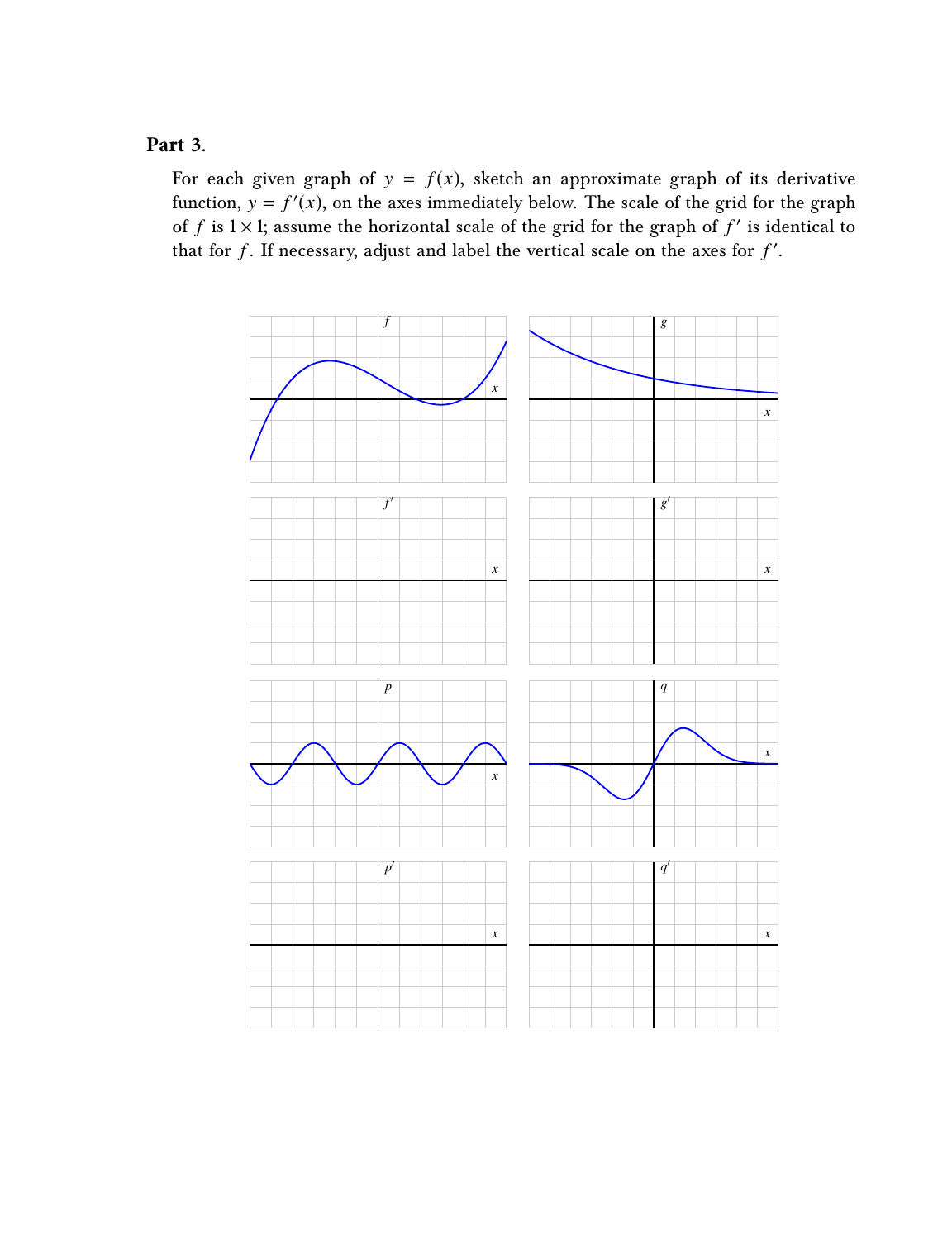**Part 3.**

For each given graph of $y = f(x)$, sketch an approximate graph of its derivative function, $y = f'(x)$, on the axes immediately below. The scale of the grid for the graph of $f$ is $1 \times 1$; assume the horizontal scale of the grid for the graph of $f'$ is identical to that for $f$. If necessary, adjust and label the vertical scale on the axes for $f'$.

$f$

$x$

$g$

$x$

$f'$

$x$

$g'$

$x$

$p$

$x$

$q$

$x$

$p'$

$x$

$q'$

$x$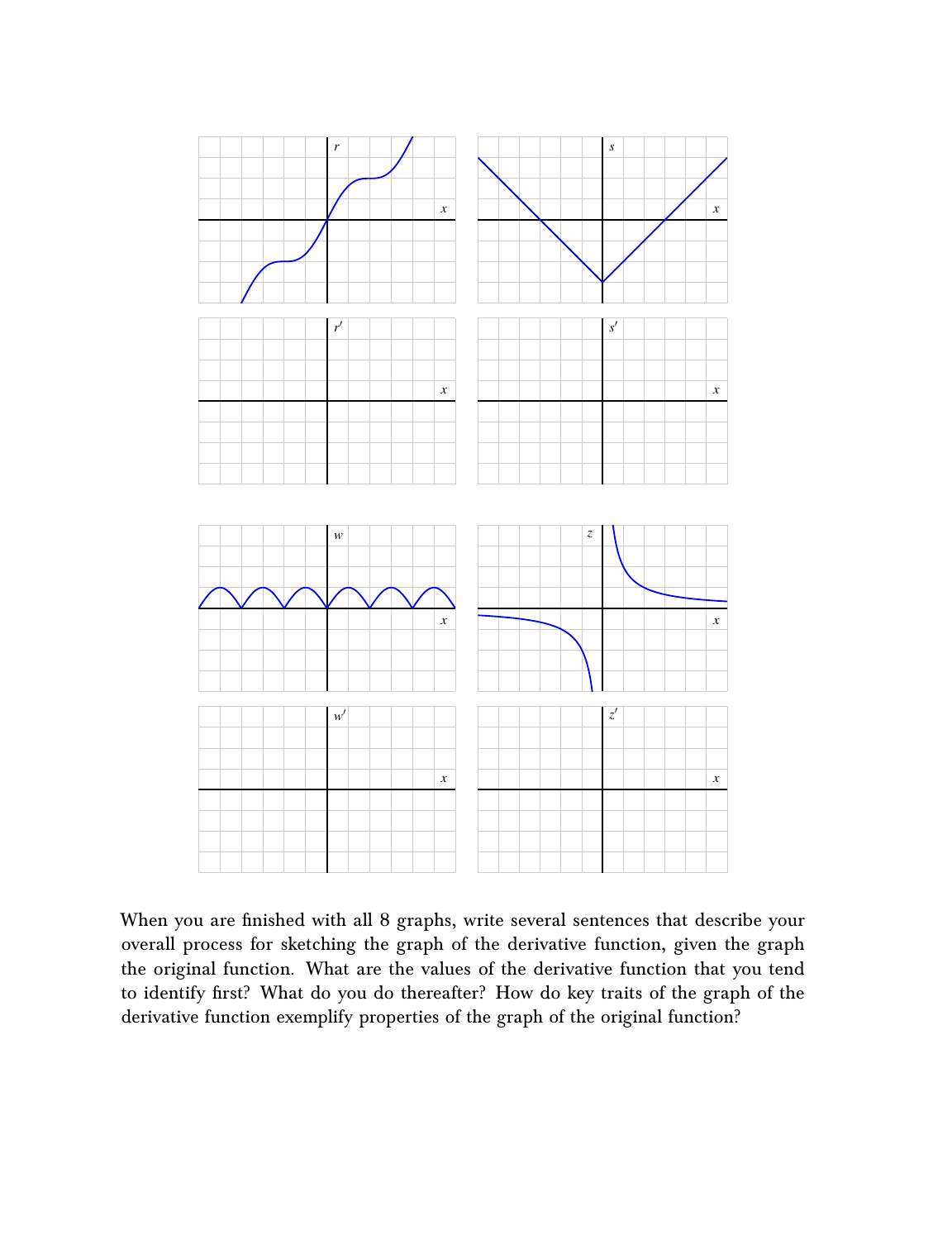$r$

$x$

$s$

$x$

$r'$

$x$

$s'$

$x$

$w$

$x$

$z$

$x$

$w'$

$x$

$z'$

$x$

When you are finished with all 8 graphs, write several sentences that describe your overall process for sketching the graph of the derivative function, given the graph the original function. What are the values of the derivative function that you tend to identify first? What do you do thereafter? How do key traits of the graph of the derivative function exemplify properties of the graph of the original function?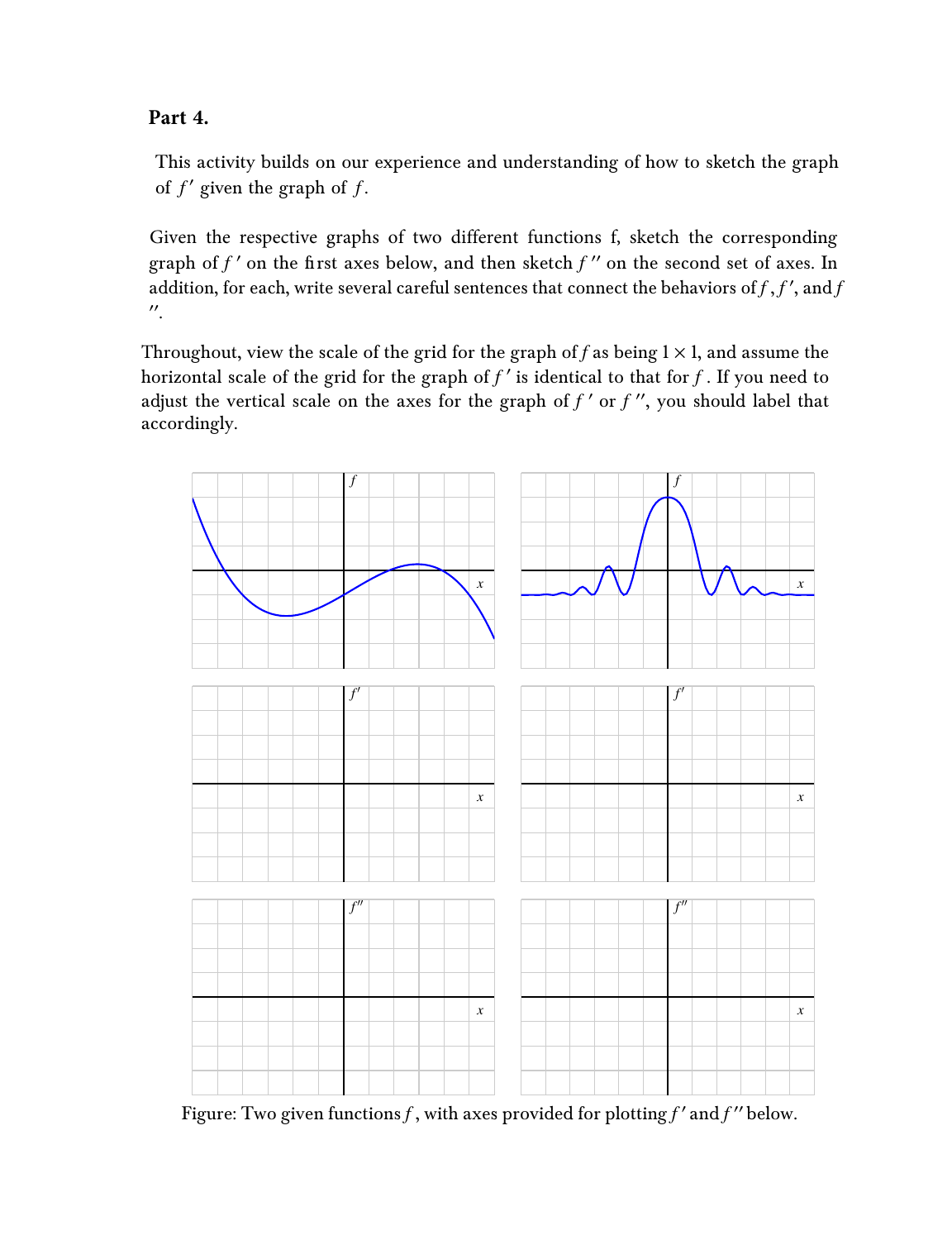**Part 4.**

This activity builds on our experience and understanding of how to sketch the graph of $f'$ given the graph of $f$.

Given the respective graphs of two different functions f, sketch the corresponding graph of $f'$ on the first axes below, and then sketch $f''$ on the second set of axes. In addition, for each, write several careful sentences that connect the behaviors of $f$, $f'$, and $f''$.

Throughout, view the scale of the grid for the graph of $f$ as being $1 \times 1$, and assume the horizontal scale of the grid for the graph of $f'$ is identical to that for $f$. If you need to adjust the vertical scale on the axes for the graph of $f'$ or $f''$, you should label that accordingly.

f

x

f

x

f′

x

f′

x

f″

x

f″

x

Figure: Two given functions $f$, with axes provided for plotting $f'$ and $f''$ below.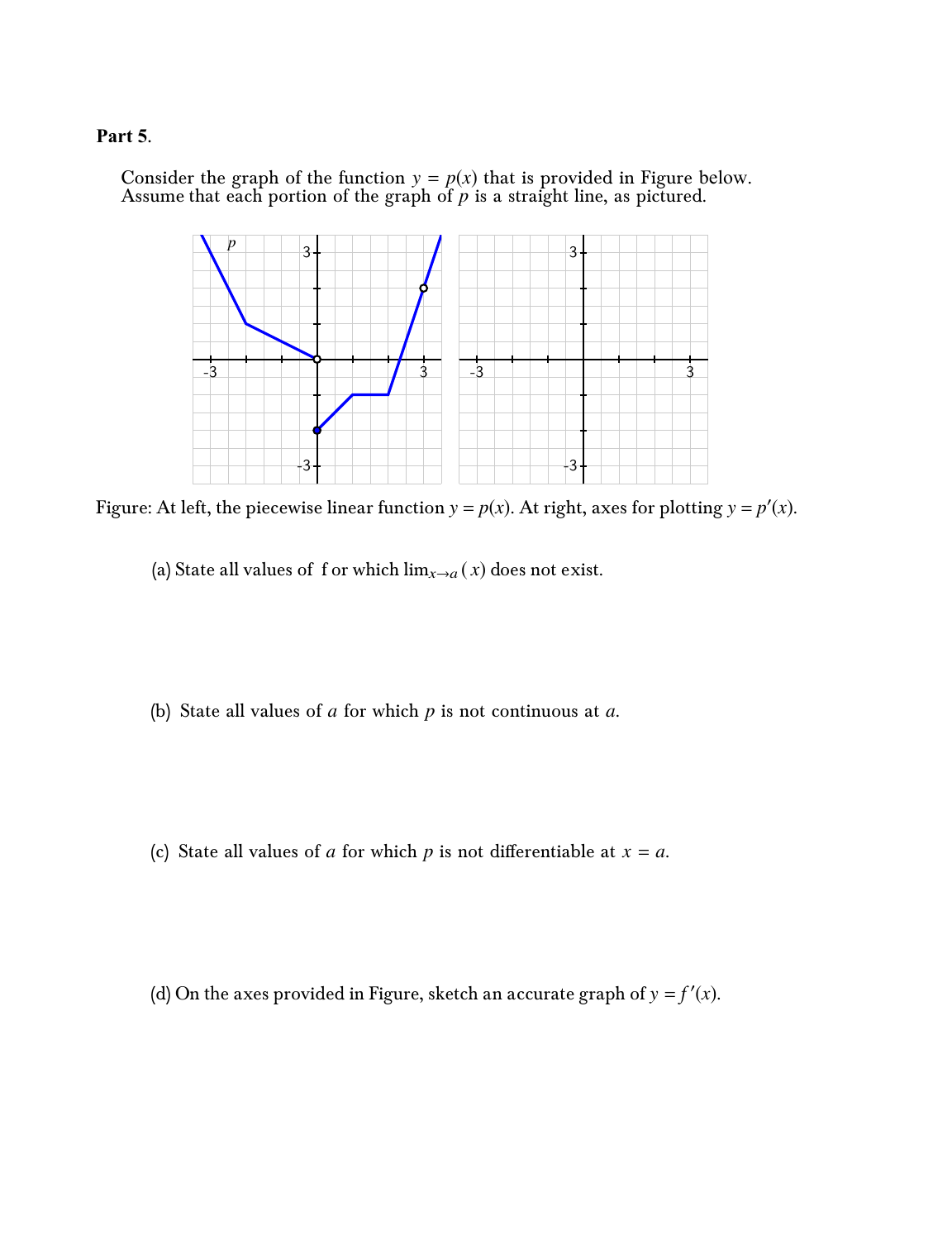**Part 5**.

Consider the graph of the function $y = p(x)$ that is provided in Figure below. Assume that each portion of the graph of $p$ is a straight line, as pictured.

p

3

-3

3

-3

3

-3

3

-3

Figure: At left, the piecewise linear function $y = p(x)$. At right, axes for plotting $y = p'(x)$.

(a) State all values of f or which $\lim_{x \to a}(x)$ does not exist.

(b) State all values of $a$ for which $p$ is not continuous at $a$.

(c) State all values of $a$ for which $p$ is not differentiable at $x = a$.

(d) On the axes provided in Figure, sketch an accurate graph of $y = f'(x)$.